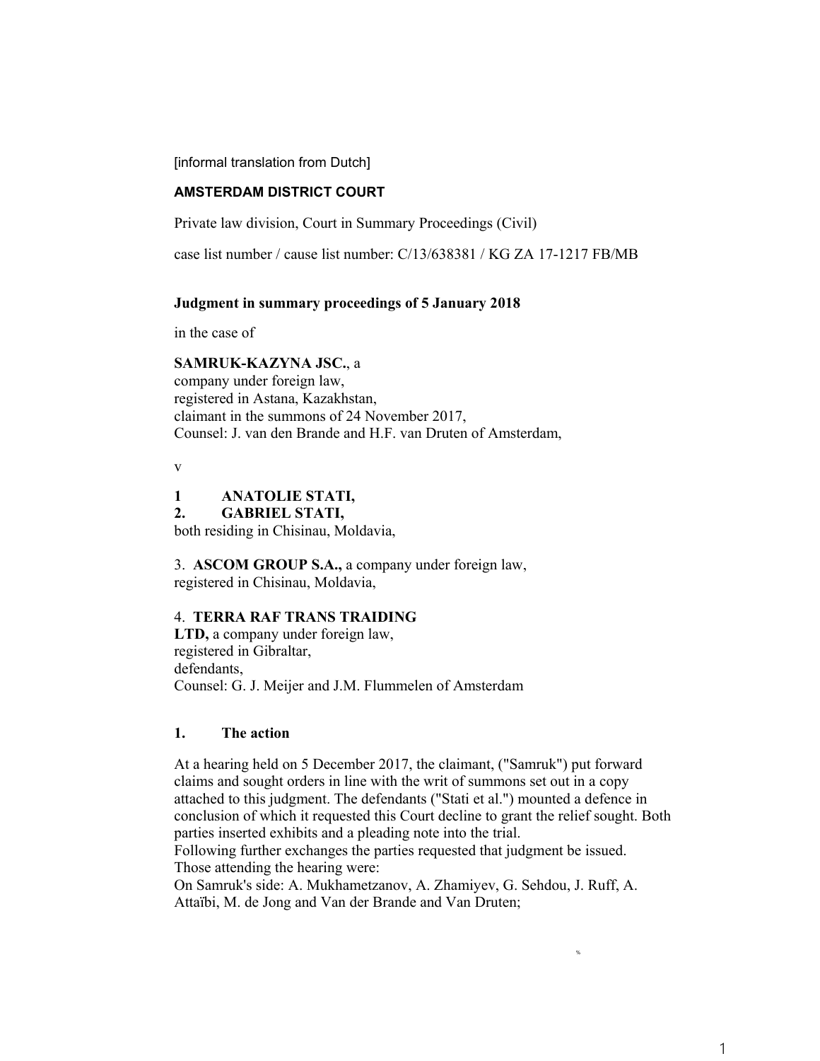[informal translation from Dutch]

**AMSTERDAM DISTRICT COURT**

Private law division, Court in Summary Proceedings (Civil)

case list number / cause list number: C/13/638381 / KG ZA 17-1217 FB/MB

**Judgment in summary proceedings of 5 January 2018**

in the case of

**SAMRUK-KAZYNA JSC.**, a
company under foreign law,
registered in Astana, Kazakhstan,
claimant in the summons of 24 November 2017,
Counsel: J. van den Brande and H.F. van Druten of Amsterdam,

v

**1 ANATOLIE STATI,**
**2. GABRIEL STATI,**
both residing in Chisinau, Moldavia,

3. **ASCOM GROUP S.A.,** a company under foreign law,
registered in Chisinau, Moldavia,

4. **TERRA RAF TRANS TRAIDING LTD,** a company under foreign law,
registered in Gibraltar,
defendants,
Counsel: G. J. Meijer and J.M. Flummelen of Amsterdam

## 1. The action

At a hearing held on 5 December 2017, the claimant, ("Samruk") put forward claims and sought orders in line with the writ of summons set out in a copy attached to this judgment. The defendants ("Stati et al.") mounted a defence in conclusion of which it requested this Court decline to grant the relief sought. Both parties inserted exhibits and a pleading note into the trial.
Following further exchanges the parties requested that judgment be issued.
Those attending the hearing were:
On Samruk's side: A. Mukhametzanov, A. Zhamiyev, G. Sehdou, J. Ruff, A. Attaïbi, M. de Jong and Van der Brande and Van Druten;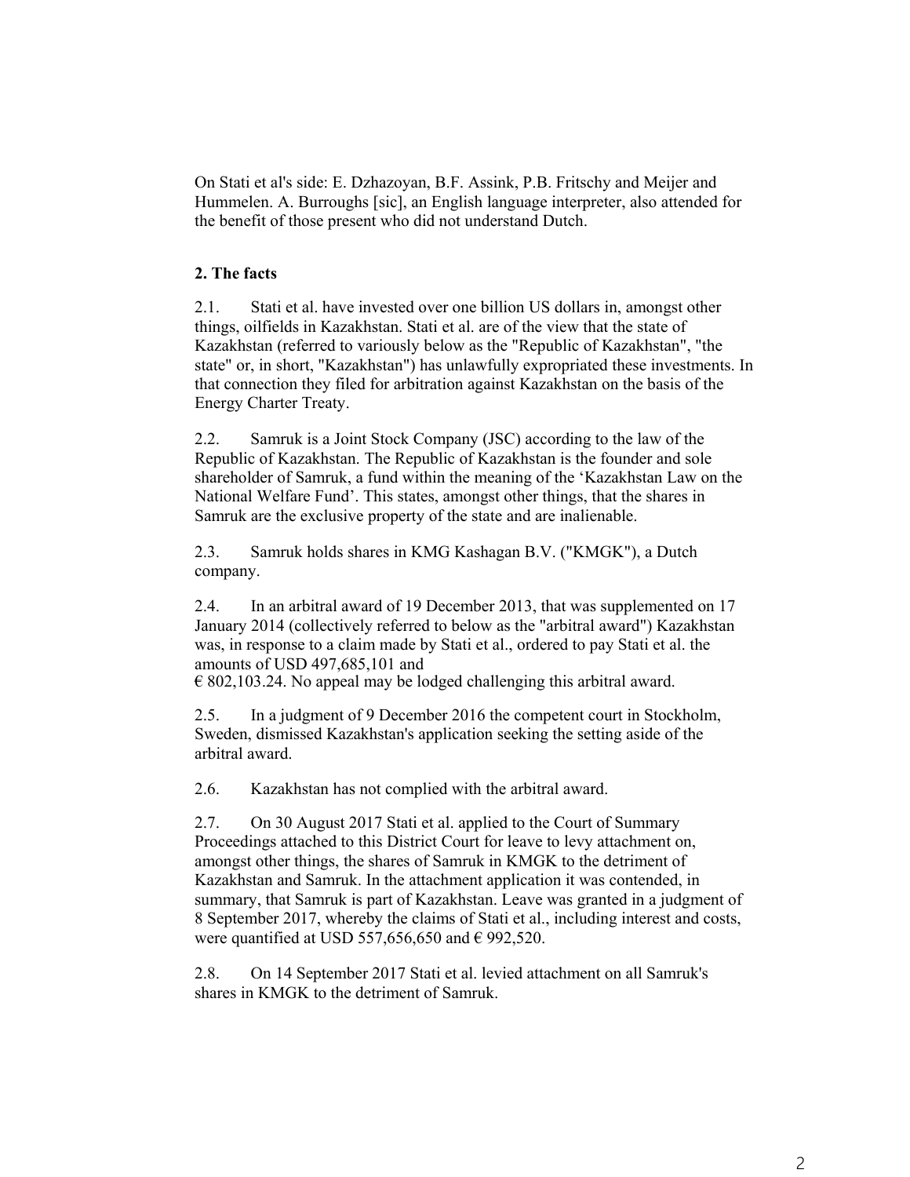On Stati et al's side: E. Dzhazoyan, B.F. Assink, P.B. Fritschy and Meijer and Hummelen. A. Burroughs [sic], an English language interpreter, also attended for the benefit of those present who did not understand Dutch.

## 2. The facts

2.1. Stati et al. have invested over one billion US dollars in, amongst other things, oilfields in Kazakhstan. Stati et al. are of the view that the state of Kazakhstan (referred to variously below as the "Republic of Kazakhstan", "the state" or, in short, "Kazakhstan") has unlawfully expropriated these investments. In that connection they filed for arbitration against Kazakhstan on the basis of the Energy Charter Treaty.

2.2. Samruk is a Joint Stock Company (JSC) according to the law of the Republic of Kazakhstan. The Republic of Kazakhstan is the founder and sole shareholder of Samruk, a fund within the meaning of the 'Kazakhstan Law on the National Welfare Fund'. This states, amongst other things, that the shares in Samruk are the exclusive property of the state and are inalienable.

2.3. Samruk holds shares in KMG Kashagan B.V. ("KMGK"), a Dutch company.

2.4. In an arbitral award of 19 December 2013, that was supplemented on 17 January 2014 (collectively referred to below as the "arbitral award") Kazakhstan was, in response to a claim made by Stati et al., ordered to pay Stati et al. the amounts of USD 497,685,101 and
€ 802,103.24. No appeal may be lodged challenging this arbitral award.

2.5. In a judgment of 9 December 2016 the competent court in Stockholm, Sweden, dismissed Kazakhstan's application seeking the setting aside of the arbitral award.

2.6. Kazakhstan has not complied with the arbitral award.

2.7. On 30 August 2017 Stati et al. applied to the Court of Summary Proceedings attached to this District Court for leave to levy attachment on, amongst other things, the shares of Samruk in KMGK to the detriment of Kazakhstan and Samruk. In the attachment application it was contended, in summary, that Samruk is part of Kazakhstan. Leave was granted in a judgment of 8 September 2017, whereby the claims of Stati et al., including interest and costs, were quantified at USD 557,656,650 and € 992,520.

2.8. On 14 September 2017 Stati et al. levied attachment on all Samruk's shares in KMGK to the detriment of Samruk.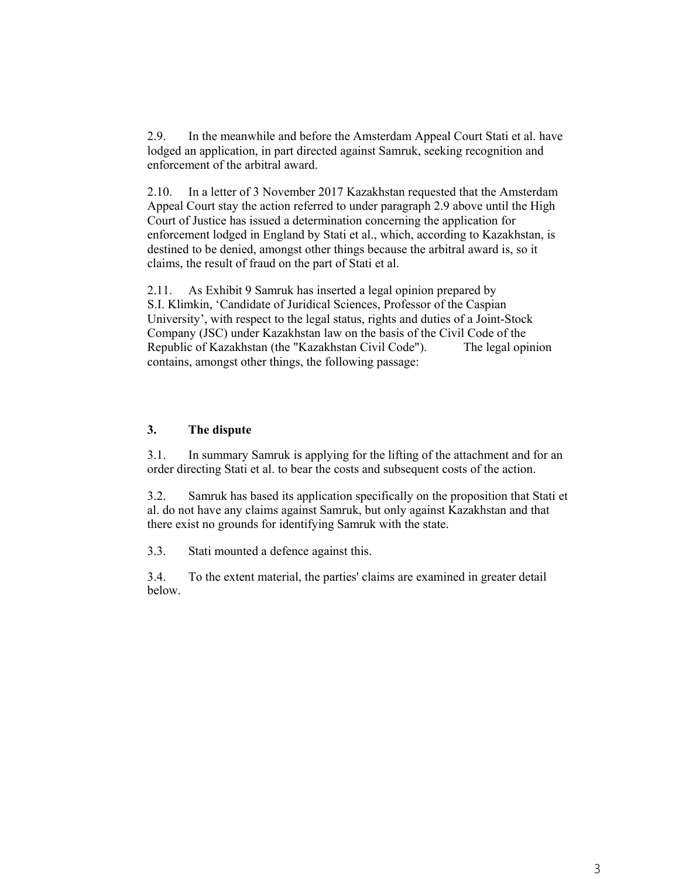2.9. In the meanwhile and before the Amsterdam Appeal Court Stati et al. have lodged an application, in part directed against Samruk, seeking recognition and enforcement of the arbitral award.

2.10. In a letter of 3 November 2017 Kazakhstan requested that the Amsterdam Appeal Court stay the action referred to under paragraph 2.9 above until the High Court of Justice has issued a determination concerning the application for enforcement lodged in England by Stati et al., which, according to Kazakhstan, is destined to be denied, amongst other things because the arbitral award is, so it claims, the result of fraud on the part of Stati et al.

2.11. As Exhibit 9 Samruk has inserted a legal opinion prepared by S.I. Klimkin, 'Candidate of Juridical Sciences, Professor of the Caspian University', with respect to the legal status, rights and duties of a Joint-Stock Company (JSC) under Kazakhstan law on the basis of the Civil Code of the Republic of Kazakhstan (the "Kazakhstan Civil Code"). The legal opinion contains, amongst other things, the following passage:

### 3. The dispute

3.1. In summary Samruk is applying for the lifting of the attachment and for an order directing Stati et al. to bear the costs and subsequent costs of the action.

3.2. Samruk has based its application specifically on the proposition that Stati et al. do not have any claims against Samruk, but only against Kazakhstan and that there exist no grounds for identifying Samruk with the state.

3.3. Stati mounted a defence against this.

3.4. To the extent material, the parties' claims are examined in greater detail below.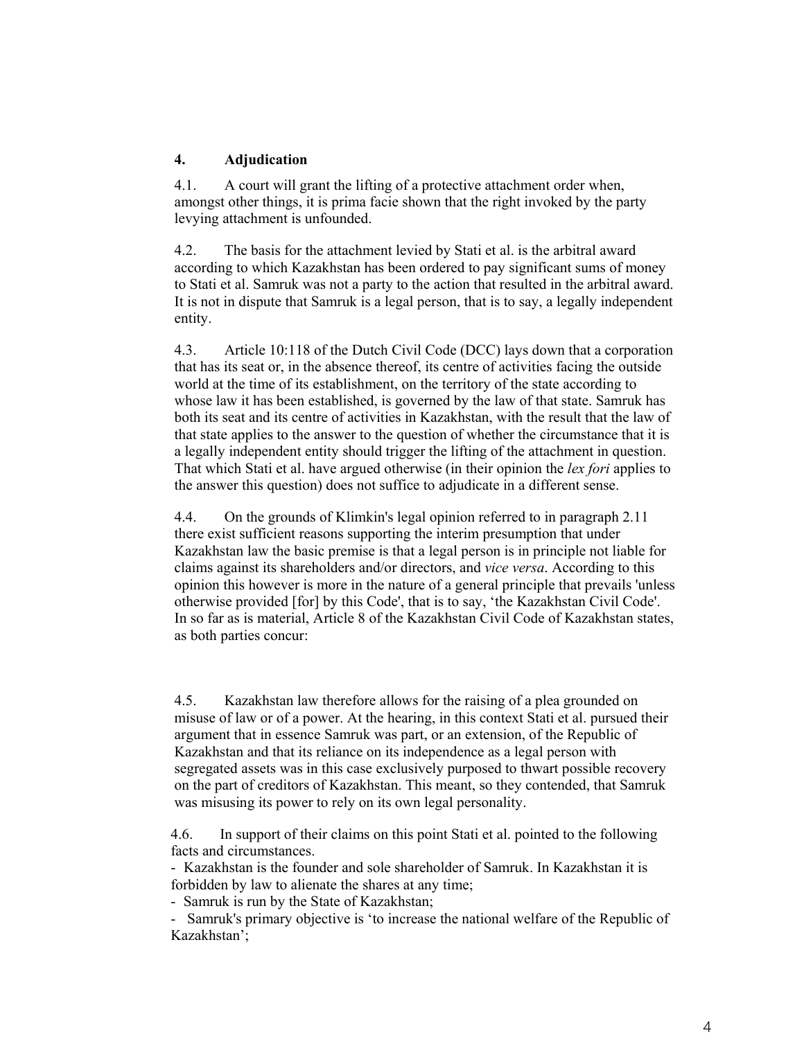## 4. Adjudication

4.1. A court will grant the lifting of a protective attachment order when, amongst other things, it is prima facie shown that the right invoked by the party levying attachment is unfounded.

4.2. The basis for the attachment levied by Stati et al. is the arbitral award according to which Kazakhstan has been ordered to pay significant sums of money to Stati et al. Samruk was not a party to the action that resulted in the arbitral award. It is not in dispute that Samruk is a legal person, that is to say, a legally independent entity.

4.3. Article 10:118 of the Dutch Civil Code (DCC) lays down that a corporation that has its seat or, in the absence thereof, its centre of activities facing the outside world at the time of its establishment, on the territory of the state according to whose law it has been established, is governed by the law of that state. Samruk has both its seat and its centre of activities in Kazakhstan, with the result that the law of that state applies to the answer to the question of whether the circumstance that it is a legally independent entity should trigger the lifting of the attachment in question. That which Stati et al. have argued otherwise (in their opinion the *lex fori* applies to the answer this question) does not suffice to adjudicate in a different sense.

4.4. On the grounds of Klimkin's legal opinion referred to in paragraph 2.11 there exist sufficient reasons supporting the interim presumption that under Kazakhstan law the basic premise is that a legal person is in principle not liable for claims against its shareholders and/or directors, and *vice versa*. According to this opinion this however is more in the nature of a general principle that prevails 'unless otherwise provided [for] by this Code', that is to say, 'the Kazakhstan Civil Code'. In so far as is material, Article 8 of the Kazakhstan Civil Code of Kazakhstan states, as both parties concur:

4.5. Kazakhstan law therefore allows for the raising of a plea grounded on misuse of law or of a power. At the hearing, in this context Stati et al. pursued their argument that in essence Samruk was part, or an extension, of the Republic of Kazakhstan and that its reliance on its independence as a legal person with segregated assets was in this case exclusively purposed to thwart possible recovery on the part of creditors of Kazakhstan. This meant, so they contended, that Samruk was misusing its power to rely on its own legal personality.

4.6. In support of their claims on this point Stati et al. pointed to the following facts and circumstances.

- Kazakhstan is the founder and sole shareholder of Samruk. In Kazakhstan it is forbidden by law to alienate the shares at any time;
- Samruk is run by the State of Kazakhstan;
- Samruk's primary objective is 'to increase the national welfare of the Republic of Kazakhstan';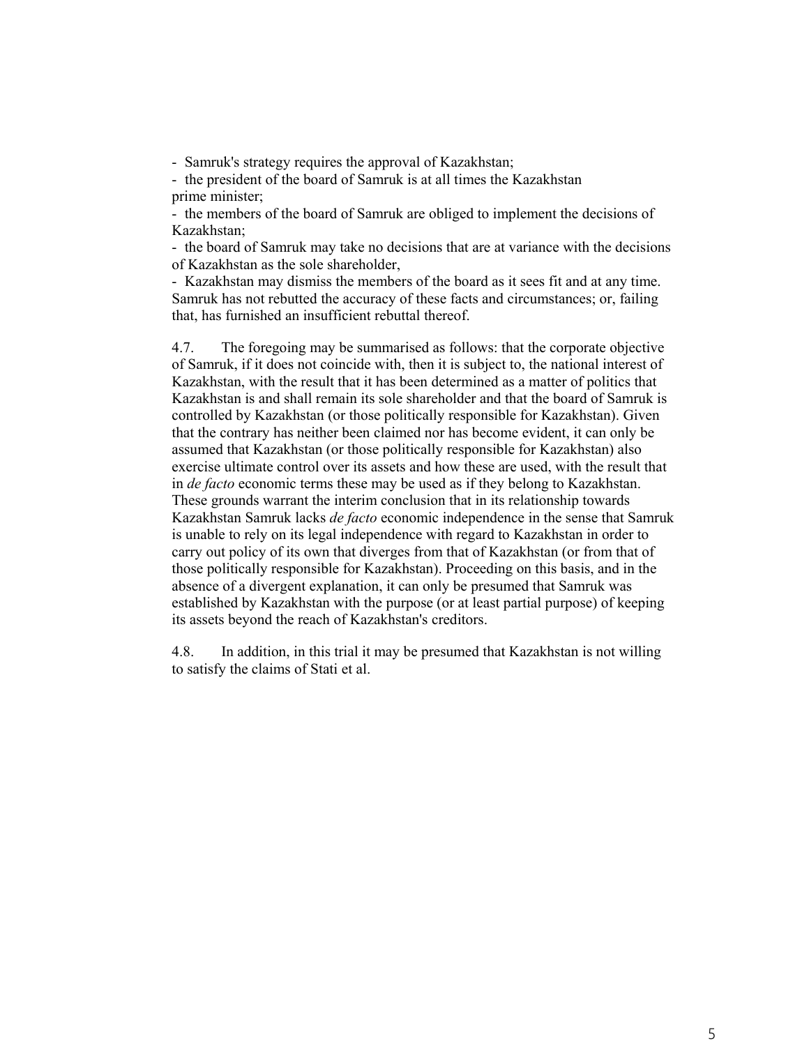- Samruk's strategy requires the approval of Kazakhstan;
- the president of the board of Samruk is at all times the Kazakhstan prime minister;
- the members of the board of Samruk are obliged to implement the decisions of Kazakhstan;
- the board of Samruk may take no decisions that are at variance with the decisions of Kazakhstan as the sole shareholder,
- Kazakhstan may dismiss the members of the board as it sees fit and at any time.

Samruk has not rebutted the accuracy of these facts and circumstances; or, failing that, has furnished an insufficient rebuttal thereof.

4.7. The foregoing may be summarised as follows: that the corporate objective of Samruk, if it does not coincide with, then it is subject to, the national interest of Kazakhstan, with the result that it has been determined as a matter of politics that Kazakhstan is and shall remain its sole shareholder and that the board of Samruk is controlled by Kazakhstan (or those politically responsible for Kazakhstan). Given that the contrary has neither been claimed nor has become evident, it can only be assumed that Kazakhstan (or those politically responsible for Kazakhstan) also exercise ultimate control over its assets and how these are used, with the result that in *de facto* economic terms these may be used as if they belong to Kazakhstan. These grounds warrant the interim conclusion that in its relationship towards Kazakhstan Samruk lacks *de facto* economic independence in the sense that Samruk is unable to rely on its legal independence with regard to Kazakhstan in order to carry out policy of its own that diverges from that of Kazakhstan (or from that of those politically responsible for Kazakhstan). Proceeding on this basis, and in the absence of a divergent explanation, it can only be presumed that Samruk was established by Kazakhstan with the purpose (or at least partial purpose) of keeping its assets beyond the reach of Kazakhstan's creditors.

4.8. In addition, in this trial it may be presumed that Kazakhstan is not willing to satisfy the claims of Stati et al.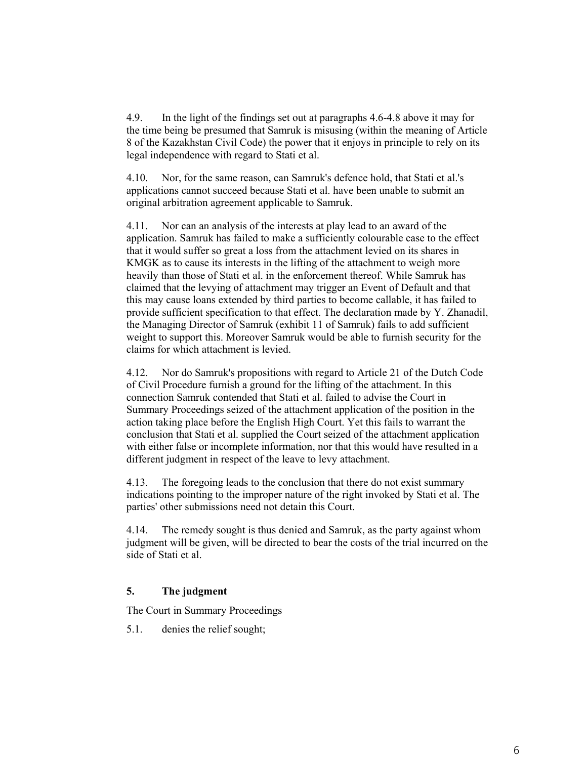4.9. In the light of the findings set out at paragraphs 4.6-4.8 above it may for the time being be presumed that Samruk is misusing (within the meaning of Article 8 of the Kazakhstan Civil Code) the power that it enjoys in principle to rely on its legal independence with regard to Stati et al.

4.10. Nor, for the same reason, can Samruk's defence hold, that Stati et al.'s applications cannot succeed because Stati et al. have been unable to submit an original arbitration agreement applicable to Samruk.

4.11. Nor can an analysis of the interests at play lead to an award of the application. Samruk has failed to make a sufficiently colourable case to the effect that it would suffer so great a loss from the attachment levied on its shares in KMGK as to cause its interests in the lifting of the attachment to weigh more heavily than those of Stati et al. in the enforcement thereof. While Samruk has claimed that the levying of attachment may trigger an Event of Default and that this may cause loans extended by third parties to become callable, it has failed to provide sufficient specification to that effect. The declaration made by Y. Zhanadil, the Managing Director of Samruk (exhibit 11 of Samruk) fails to add sufficient weight to support this. Moreover Samruk would be able to furnish security for the claims for which attachment is levied.

4.12. Nor do Samruk's propositions with regard to Article 21 of the Dutch Code of Civil Procedure furnish a ground for the lifting of the attachment. In this connection Samruk contended that Stati et al. failed to advise the Court in Summary Proceedings seized of the attachment application of the position in the action taking place before the English High Court. Yet this fails to warrant the conclusion that Stati et al. supplied the Court seized of the attachment application with either false or incomplete information, nor that this would have resulted in a different judgment in respect of the leave to levy attachment.

4.13. The foregoing leads to the conclusion that there do not exist summary indications pointing to the improper nature of the right invoked by Stati et al. The parties' other submissions need not detain this Court.

4.14. The remedy sought is thus denied and Samruk, as the party against whom judgment will be given, will be directed to bear the costs of the trial incurred on the side of Stati et al.

## 5. The judgment

The Court in Summary Proceedings

5.1. denies the relief sought;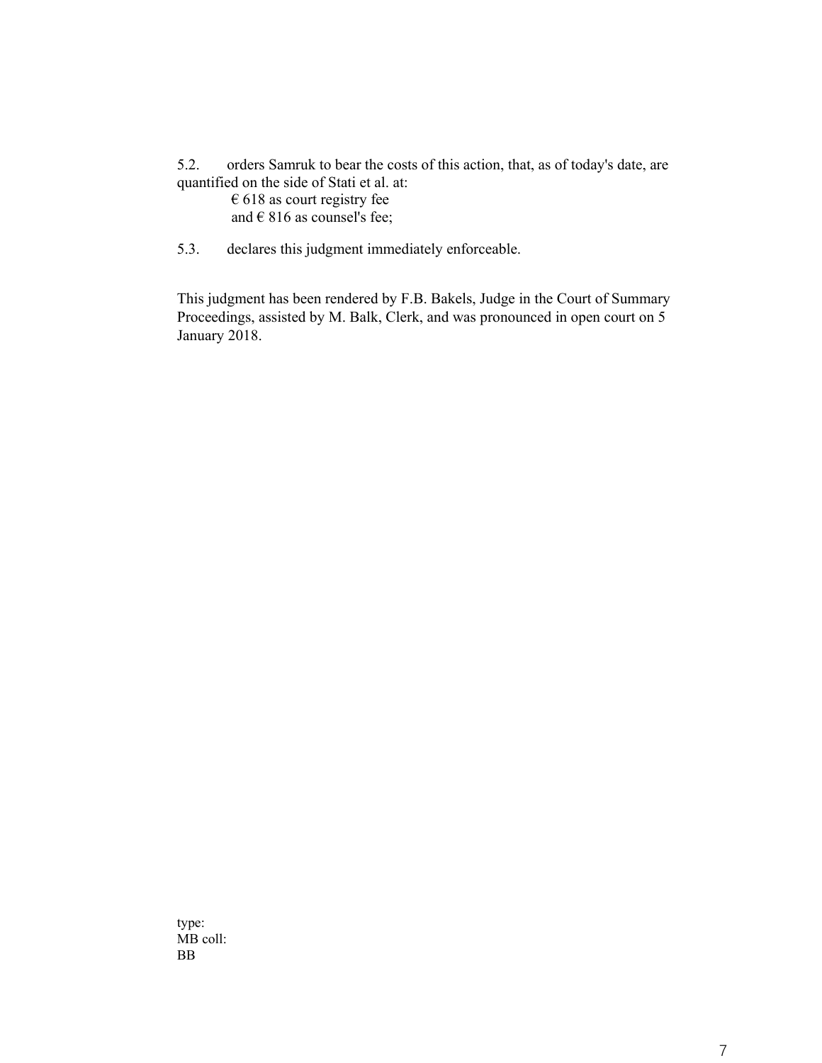5.2. orders Samruk to bear the costs of this action, that, as of today's date, are quantified on the side of Stati et al. at:

€ 618 as court registry fee
and € 816 as counsel's fee;

5.3. declares this judgment immediately enforceable.

This judgment has been rendered by F.B. Bakels, Judge in the Court of Summary Proceedings, assisted by M. Balk, Clerk, and was pronounced in open court on 5 January 2018.

type:
MB coll:
BB